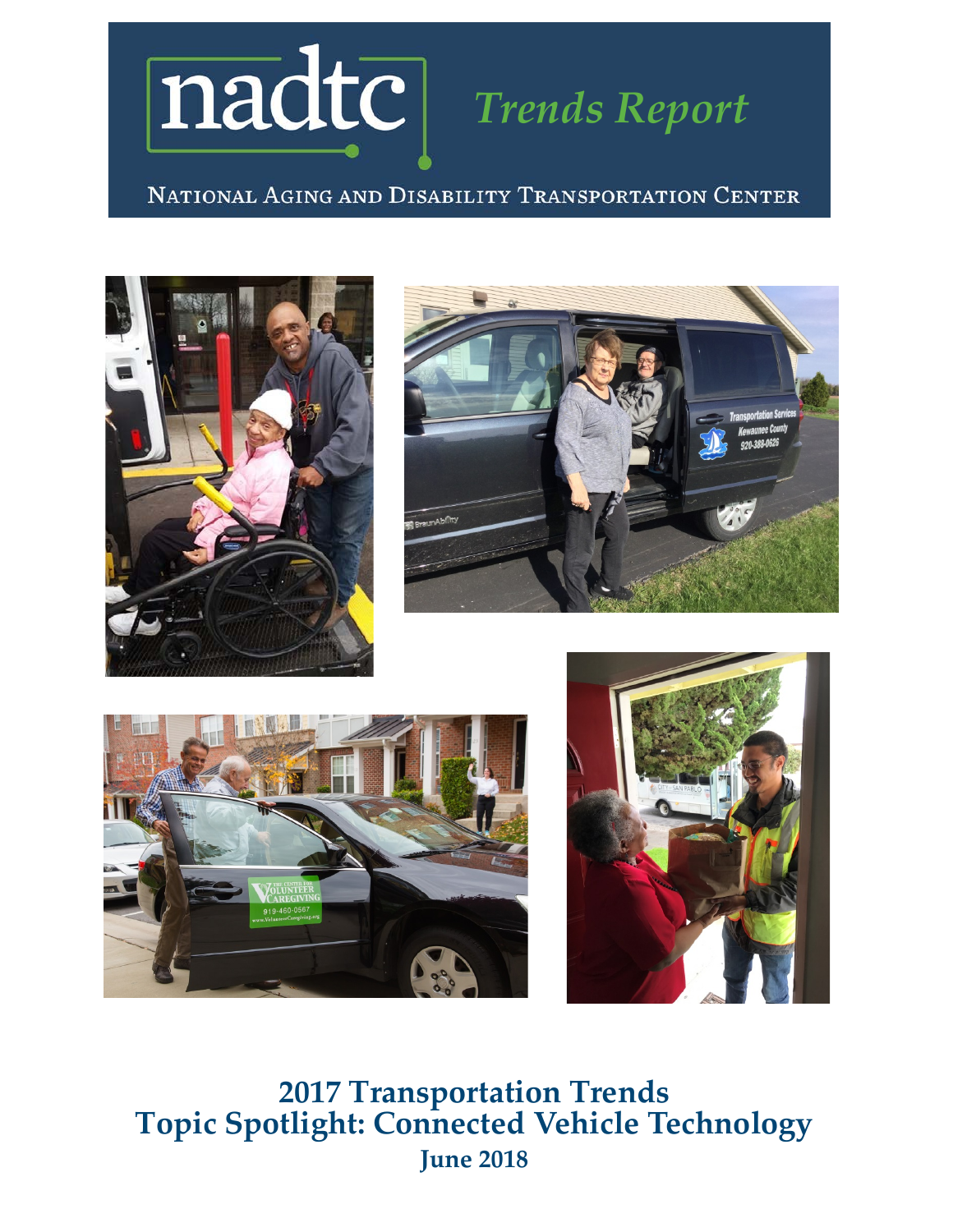# nadtc *Trends Report*

NATIONAL AGING AND DISABILITY TRANSPORTATION CENTER

## 2017 Transportation Trends
## Topic Spotlight: Connected Vehicle Technology

**June 2018**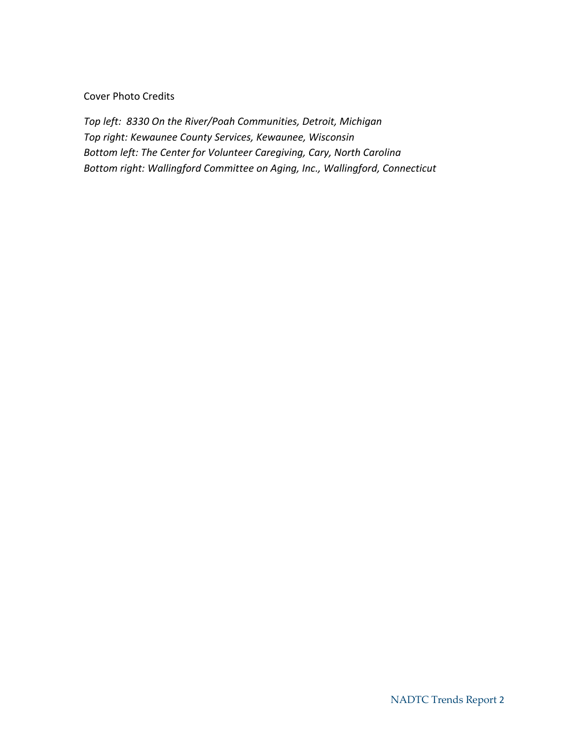Cover Photo Credits

*Top left: 8330 On the River/Poah Communities, Detroit, Michigan*
*Top right: Kewaunee County Services, Kewaunee, Wisconsin*
*Bottom left: The Center for Volunteer Caregiving, Cary, North Carolina*
*Bottom right: Wallingford Committee on Aging, Inc., Wallingford, Connecticut*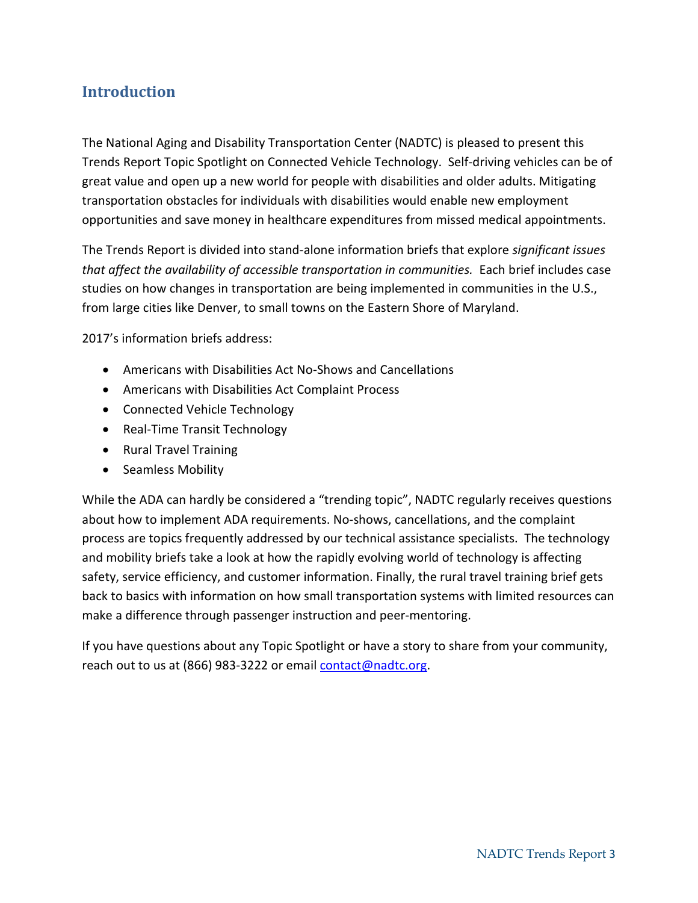## Introduction

The National Aging and Disability Transportation Center (NADTC) is pleased to present this Trends Report Topic Spotlight on Connected Vehicle Technology. Self-driving vehicles can be of great value and open up a new world for people with disabilities and older adults. Mitigating transportation obstacles for individuals with disabilities would enable new employment opportunities and save money in healthcare expenditures from missed medical appointments.

The Trends Report is divided into stand-alone information briefs that explore *significant issues that affect the availability of accessible transportation in communities.* Each brief includes case studies on how changes in transportation are being implemented in communities in the U.S., from large cities like Denver, to small towns on the Eastern Shore of Maryland.

2017's information briefs address:

- Americans with Disabilities Act No-Shows and Cancellations
- Americans with Disabilities Act Complaint Process
- Connected Vehicle Technology
- Real-Time Transit Technology
- Rural Travel Training
- Seamless Mobility

While the ADA can hardly be considered a "trending topic", NADTC regularly receives questions about how to implement ADA requirements. No-shows, cancellations, and the complaint process are topics frequently addressed by our technical assistance specialists. The technology and mobility briefs take a look at how the rapidly evolving world of technology is affecting safety, service efficiency, and customer information. Finally, the rural travel training brief gets back to basics with information on how small transportation systems with limited resources can make a difference through passenger instruction and peer-mentoring.

If you have questions about any Topic Spotlight or have a story to share from your community, reach out to us at (866) 983-3222 or email contact@nadtc.org.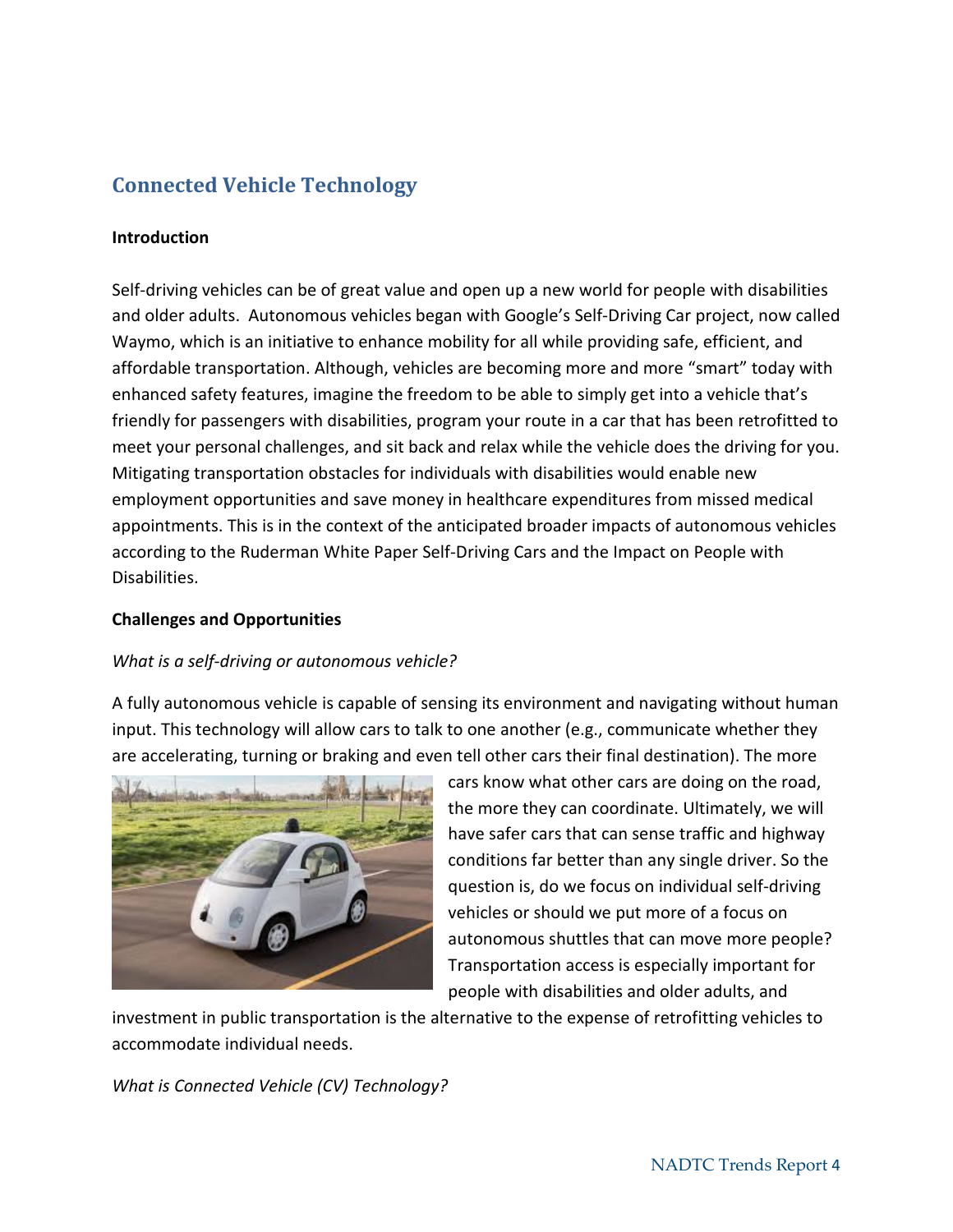## Connected Vehicle Technology

**Introduction**

Self-driving vehicles can be of great value and open up a new world for people with disabilities and older adults. Autonomous vehicles began with Google's Self-Driving Car project, now called Waymo, which is an initiative to enhance mobility for all while providing safe, efficient, and affordable transportation. Although, vehicles are becoming more and more "smart" today with enhanced safety features, imagine the freedom to be able to simply get into a vehicle that's friendly for passengers with disabilities, program your route in a car that has been retrofitted to meet your personal challenges, and sit back and relax while the vehicle does the driving for you. Mitigating transportation obstacles for individuals with disabilities would enable new employment opportunities and save money in healthcare expenditures from missed medical appointments. This is in the context of the anticipated broader impacts of autonomous vehicles according to the Ruderman White Paper Self-Driving Cars and the Impact on People with Disabilities.

**Challenges and Opportunities**

*What is a self-driving or autonomous vehicle?*

A fully autonomous vehicle is capable of sensing its environment and navigating without human input. This technology will allow cars to talk to one another (e.g., communicate whether they are accelerating, turning or braking and even tell other cars their final destination). The more cars know what other cars are doing on the road, the more they can coordinate. Ultimately, we will have safer cars that can sense traffic and highway conditions far better than any single driver. So the question is, do we focus on individual self-driving vehicles or should we put more of a focus on autonomous shuttles that can move more people? Transportation access is especially important for people with disabilities and older adults, and investment in public transportation is the alternative to the expense of retrofitting vehicles to accommodate individual needs.

*What is Connected Vehicle (CV) Technology?*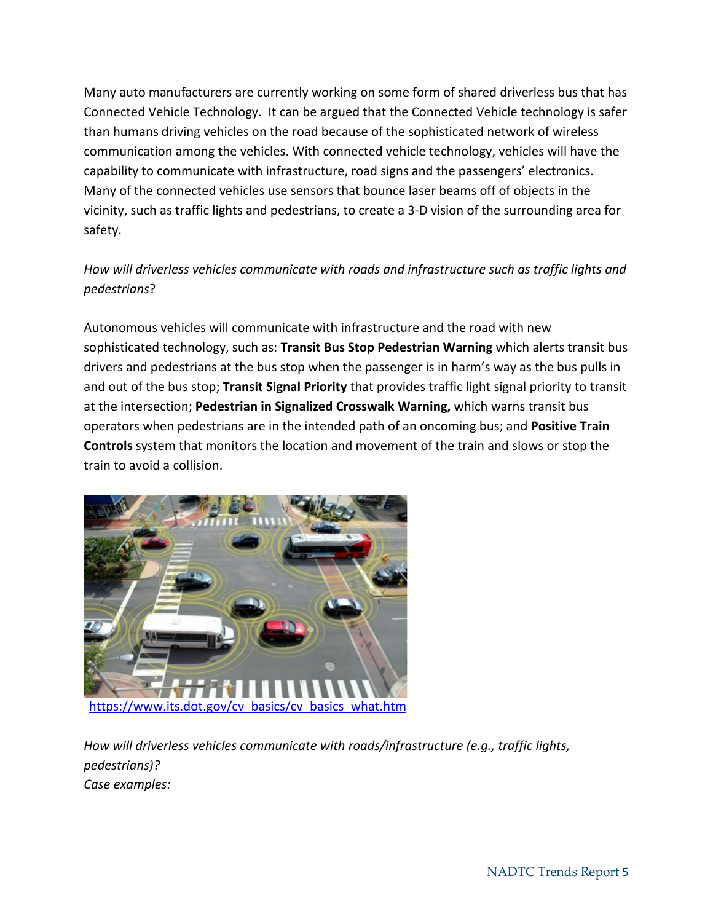Many auto manufacturers are currently working on some form of shared driverless bus that has Connected Vehicle Technology. It can be argued that the Connected Vehicle technology is safer than humans driving vehicles on the road because of the sophisticated network of wireless communication among the vehicles. With connected vehicle technology, vehicles will have the capability to communicate with infrastructure, road signs and the passengers' electronics. Many of the connected vehicles use sensors that bounce laser beams off of objects in the vicinity, such as traffic lights and pedestrians, to create a 3-D vision of the surrounding area for safety.

*How will driverless vehicles communicate with roads and infrastructure such as traffic lights and pedestrians*?

Autonomous vehicles will communicate with infrastructure and the road with new sophisticated technology, such as: **Transit Bus Stop Pedestrian Warning** which alerts transit bus drivers and pedestrians at the bus stop when the passenger is in harm's way as the bus pulls in and out of the bus stop; **Transit Signal Priority** that provides traffic light signal priority to transit at the intersection; **Pedestrian in Signalized Crosswalk Warning,** which warns transit bus operators when pedestrians are in the intended path of an oncoming bus; and **Positive Train Controls** system that monitors the location and movement of the train and slows or stop the train to avoid a collision.

https://www.its.dot.gov/cv_basics/cv_basics_what.htm

*How will driverless vehicles communicate with roads/infrastructure (e.g., traffic lights, pedestrians)?*
*Case examples:*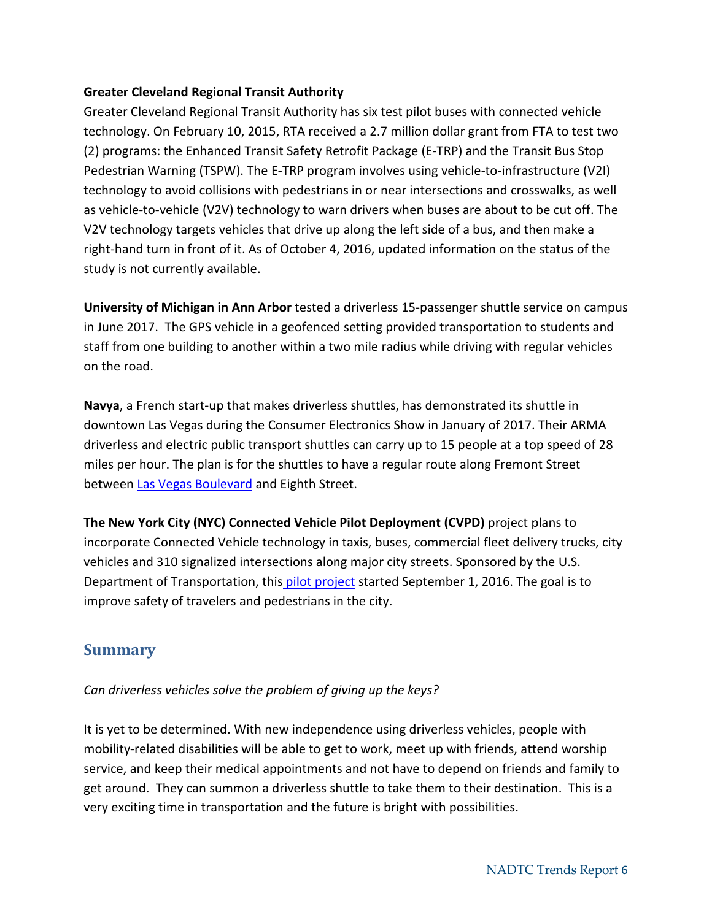**Greater Cleveland Regional Transit Authority**

Greater Cleveland Regional Transit Authority has six test pilot buses with connected vehicle technology. On February 10, 2015, RTA received a 2.7 million dollar grant from FTA to test two (2) programs: the Enhanced Transit Safety Retrofit Package (E-TRP) and the Transit Bus Stop Pedestrian Warning (TSPW). The E-TRP program involves using vehicle-to-infrastructure (V2I) technology to avoid collisions with pedestrians in or near intersections and crosswalks, as well as vehicle-to-vehicle (V2V) technology to warn drivers when buses are about to be cut off. The V2V technology targets vehicles that drive up along the left side of a bus, and then make a right-hand turn in front of it. As of October 4, 2016, updated information on the status of the study is not currently available.

**University of Michigan in Ann Arbor** tested a driverless 15-passenger shuttle service on campus in June 2017. The GPS vehicle in a geofenced setting provided transportation to students and staff from one building to another within a two mile radius while driving with regular vehicles on the road.

**Navya**, a French start-up that makes driverless shuttles, has demonstrated its shuttle in downtown Las Vegas during the Consumer Electronics Show in January of 2017. Their ARMA driverless and electric public transport shuttles can carry up to 15 people at a top speed of 28 miles per hour. The plan is for the shuttles to have a regular route along Fremont Street between Las Vegas Boulevard and Eighth Street.

**The New York City (NYC) Connected Vehicle Pilot Deployment (CVPD)** project plans to incorporate Connected Vehicle technology in taxis, buses, commercial fleet delivery trucks, city vehicles and 310 signalized intersections along major city streets. Sponsored by the U.S. Department of Transportation, this pilot project started September 1, 2016. The goal is to improve safety of travelers and pedestrians in the city.

## Summary

*Can driverless vehicles solve the problem of giving up the keys?*

It is yet to be determined. With new independence using driverless vehicles, people with mobility-related disabilities will be able to get to work, meet up with friends, attend worship service, and keep their medical appointments and not have to depend on friends and family to get around. They can summon a driverless shuttle to take them to their destination. This is a very exciting time in transportation and the future is bright with possibilities.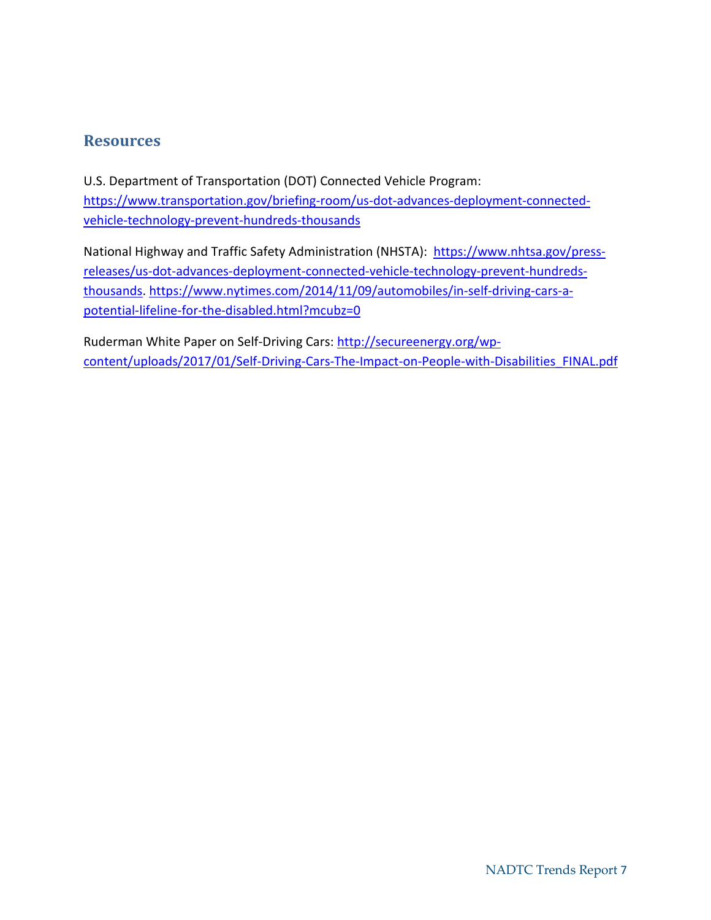## Resources

U.S. Department of Transportation (DOT) Connected Vehicle Program: https://www.transportation.gov/briefing-room/us-dot-advances-deployment-connected-vehicle-technology-prevent-hundreds-thousands

National Highway and Traffic Safety Administration (NHSTA): https://www.nhtsa.gov/press-releases/us-dot-advances-deployment-connected-vehicle-technology-prevent-hundreds-thousands. https://www.nytimes.com/2014/11/09/automobiles/in-self-driving-cars-a-potential-lifeline-for-the-disabled.html?mcubz=0

Ruderman White Paper on Self-Driving Cars: http://secureenergy.org/wp-content/uploads/2017/01/Self-Driving-Cars-The-Impact-on-People-with-Disabilities_FINAL.pdf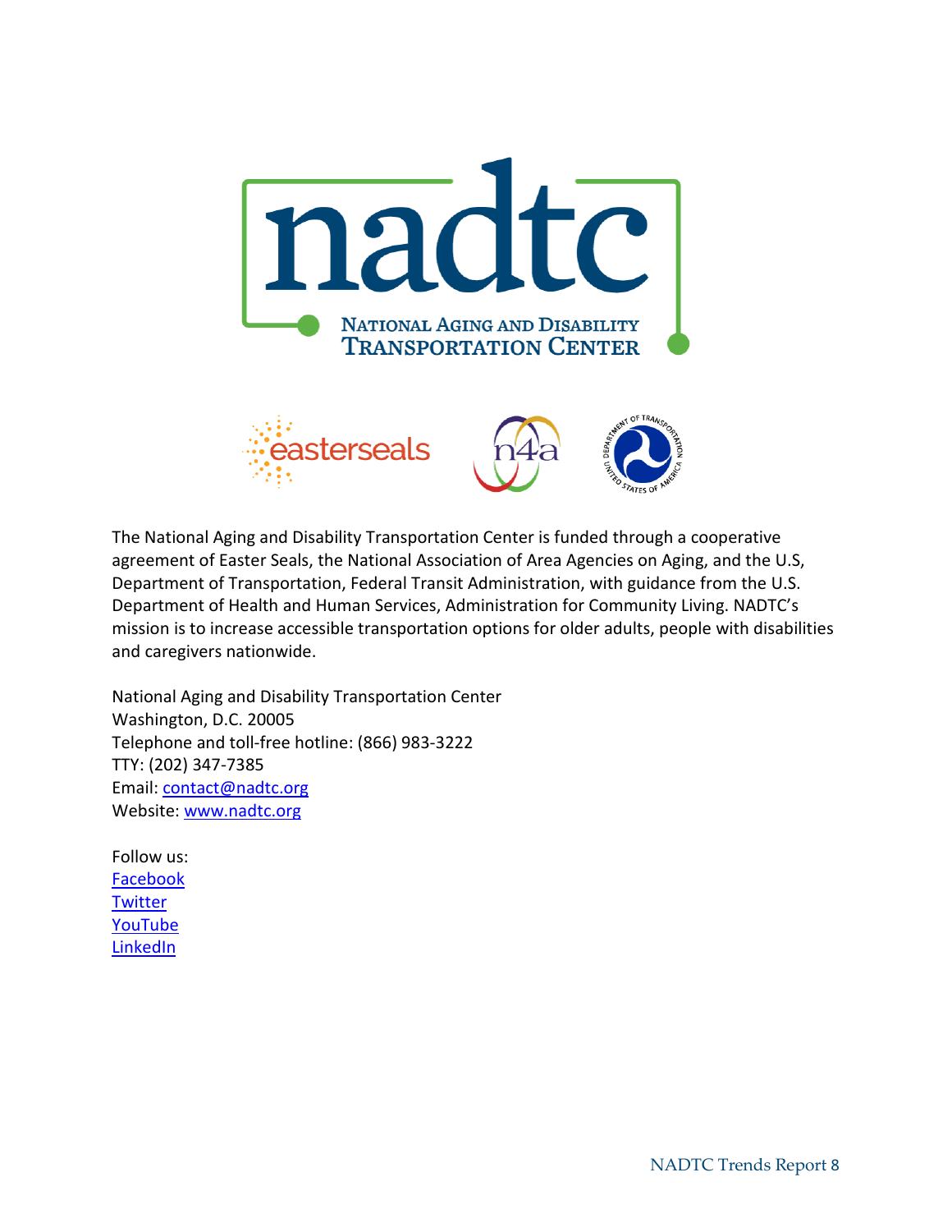The National Aging and Disability Transportation Center is funded through a cooperative agreement of Easter Seals, the National Association of Area Agencies on Aging, and the U.S, Department of Transportation, Federal Transit Administration, with guidance from the U.S. Department of Health and Human Services, Administration for Community Living. NADTC's mission is to increase accessible transportation options for older adults, people with disabilities and caregivers nationwide.

National Aging and Disability Transportation Center
Washington, D.C. 20005
Telephone and toll-free hotline: (866) 983-3222
TTY: (202) 347-7385
Email: contact@nadtc.org
Website: www.nadtc.org

Follow us:
Facebook
Twitter
YouTube
LinkedIn